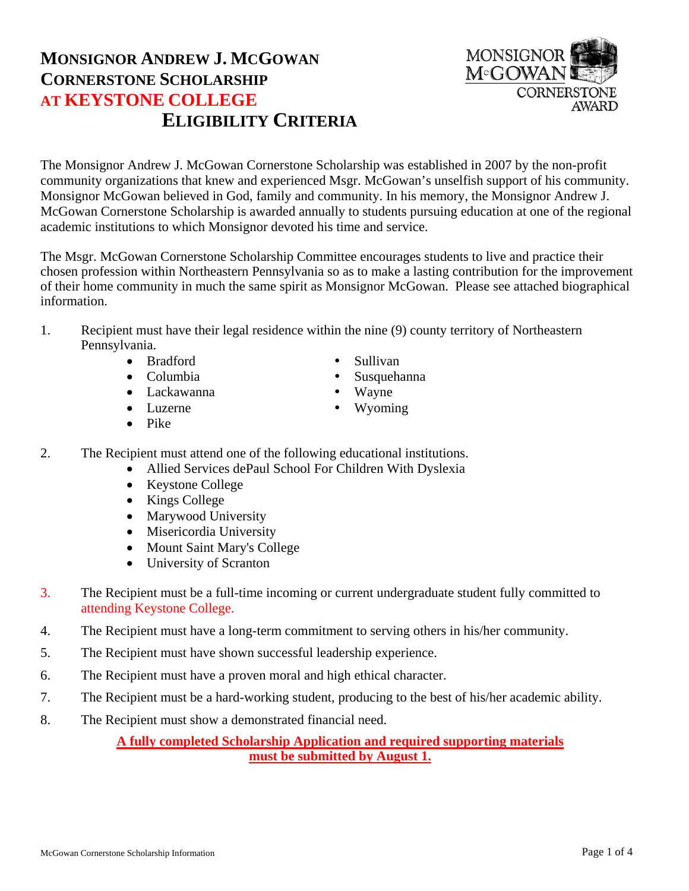# MONSIGNOR ANDREW J. MCGOWAN CORNERSTONE SCHOLARSHIP AT KEYSTONE COLLEGE

## ELIGIBILITY CRITERIA

MONSIGNOR McGOWAN CORNERSTONE AWARD

The Monsignor Andrew J. McGowan Cornerstone Scholarship was established in 2007 by the non-profit community organizations that knew and experienced Msgr. McGowan's unselfish support of his community. Monsignor McGowan believed in God, family and community. In his memory, the Monsignor Andrew J. McGowan Cornerstone Scholarship is awarded annually to students pursuing education at one of the regional academic institutions to which Monsignor devoted his time and service.

The Msgr. McGowan Cornerstone Scholarship Committee encourages students to live and practice their chosen profession within Northeastern Pennsylvania so as to make a lasting contribution for the improvement of their home community in much the same spirit as Monsignor McGowan. Please see attached biographical information.

1. Recipient must have their legal residence within the nine (9) county territory of Northeastern Pennsylvania.
   - Bradford
   - Columbia
   - Lackawanna
   - Luzerne
   - Pike
   - Sullivan
   - Susquehanna
   - Wayne
   - Wyoming
2. The Recipient must attend one of the following educational institutions.
   - Allied Services dePaul School For Children With Dyslexia
   - Keystone College
   - Kings College
   - Marywood University
   - Misericordia University
   - Mount Saint Mary's College
   - University of Scranton
3. The Recipient must be a full-time incoming or current undergraduate student fully committed to attending Keystone College.
4. The Recipient must have a long-term commitment to serving others in his/her community.
5. The Recipient must have shown successful leadership experience.
6. The Recipient must have a proven moral and high ethical character.
7. The Recipient must be a hard-working student, producing to the best of his/her academic ability.
8. The Recipient must show a demonstrated financial need.

**A fully completed Scholarship Application and required supporting materials must be submitted by August 1.**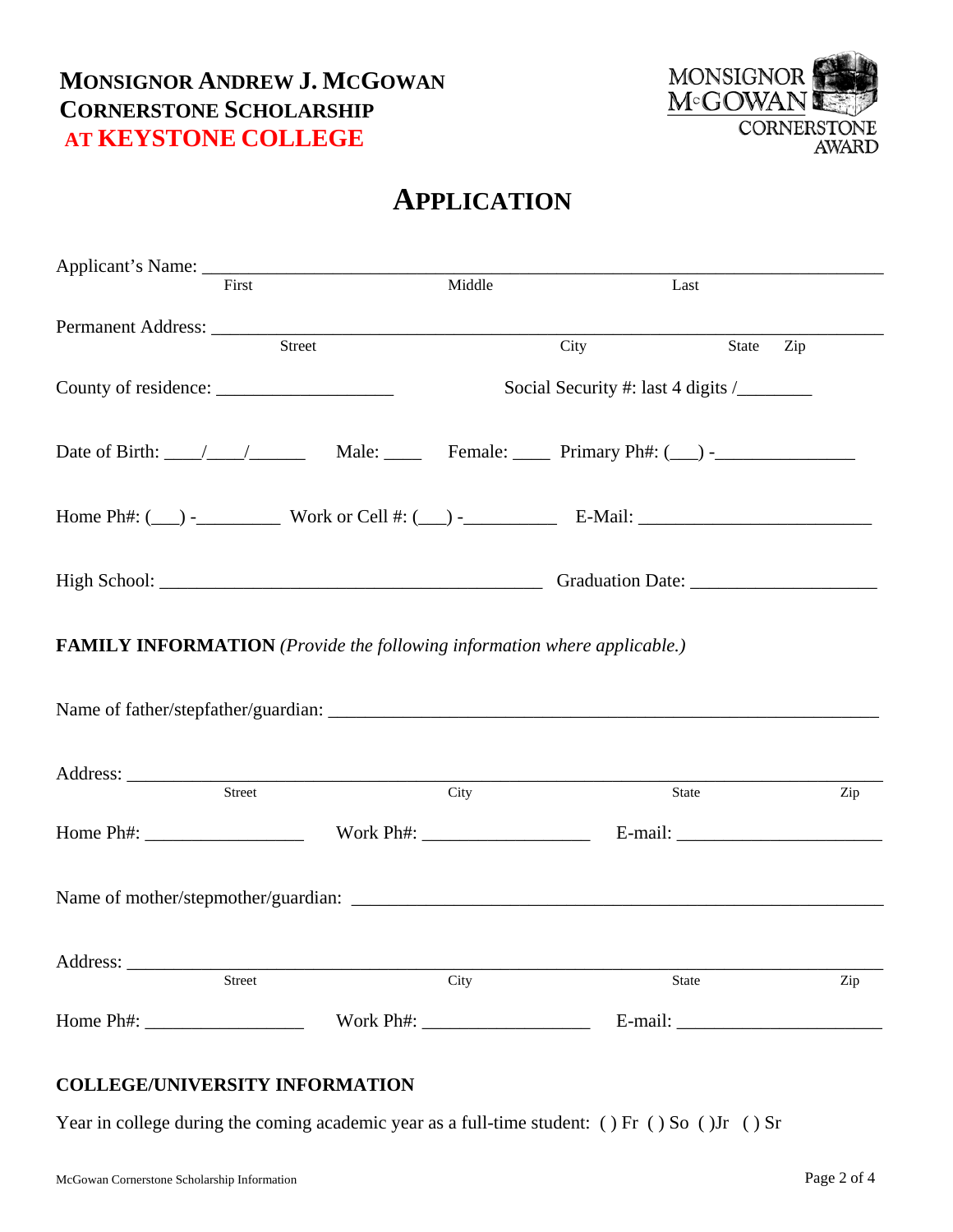# MONSIGNOR ANDREW J. MCGOWAN CORNERSTONE SCHOLARSHIP AT KEYSTONE COLLEGE

MONSIGNOR McGOWAN CORNERSTONE AWARD

## APPLICATION

Applicant's Name: ___________________________________________________________________
First Middle Last

Permanent Address: _________________________________________________________________
Street City State Zip

County of residence: ___________________ Social Security #: last 4 digits /________

Date of Birth: ____/____/______ Male: ____ Female: ____ Primary Ph#: (___) -_______________

Home Ph#: (___) -_________ Work or Cell #: (___) -__________ E-Mail: ________________________

High School: ________________________________________ Graduation Date: ___________________

**FAMILY INFORMATION** *(Provide the following information where applicable.)*

Name of father/stepfather/guardian: ___________________________________________________

Address: ___________________________________________________________________________
Street City State Zip

Home Ph#: _________________ Work Ph#: __________________ E-mail: ______________________

Name of mother/stepmother/guardian: __________________________________________________

Address: ___________________________________________________________________________
Street City State Zip

Home Ph#: _________________ Work Ph#: __________________ E-mail: ______________________

**COLLEGE/UNIVERSITY INFORMATION**

Year in college during the coming academic year as a full-time student: ( ) Fr ( ) So ( )Jr ( ) Sr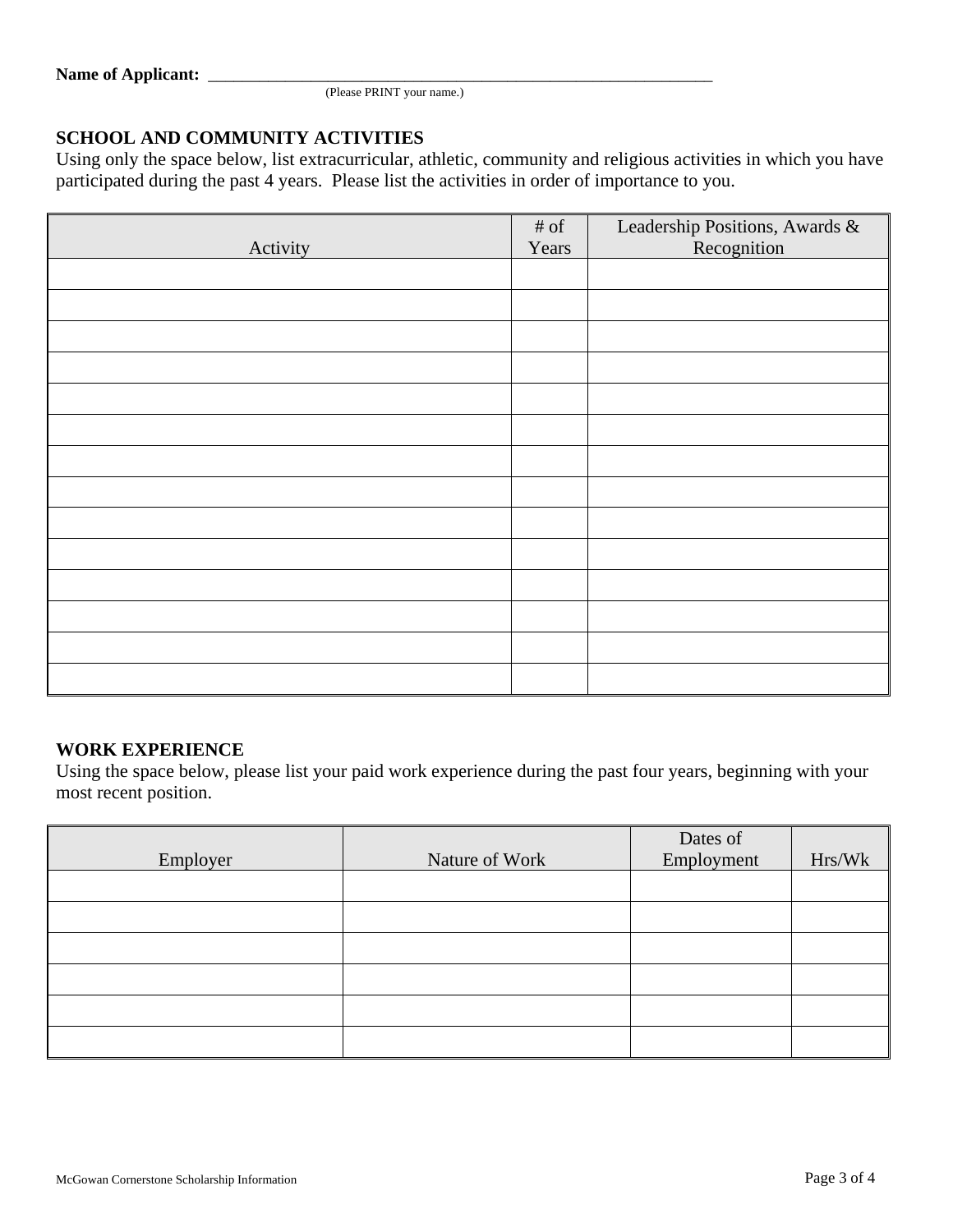**Name of Applicant:** ____________________________________________________________
(Please PRINT your name.)

**SCHOOL AND COMMUNITY ACTIVITIES**

Using only the space below, list extracurricular, athletic, community and religious activities in which you have participated during the past 4 years. Please list the activities in order of importance to you.

| Activity | # of Years | Leadership Positions, Awards & Recognition |
|---|---|---|
| | | |
| | | |
| | | |
| | | |
| | | |
| | | |
| | | |
| | | |
| | | |
| | | |
| | | |
| | | |
| | | |
| | | |

**WORK EXPERIENCE**

Using the space below, please list your paid work experience during the past four years, beginning with your most recent position.

| Employer | Nature of Work | Dates of Employment | Hrs/Wk |
|---|---|---|---|
| | | | |
| | | | |
| | | | |
| | | | |
| | | | |
| | | | |

McGowan Cornerstone Scholarship Information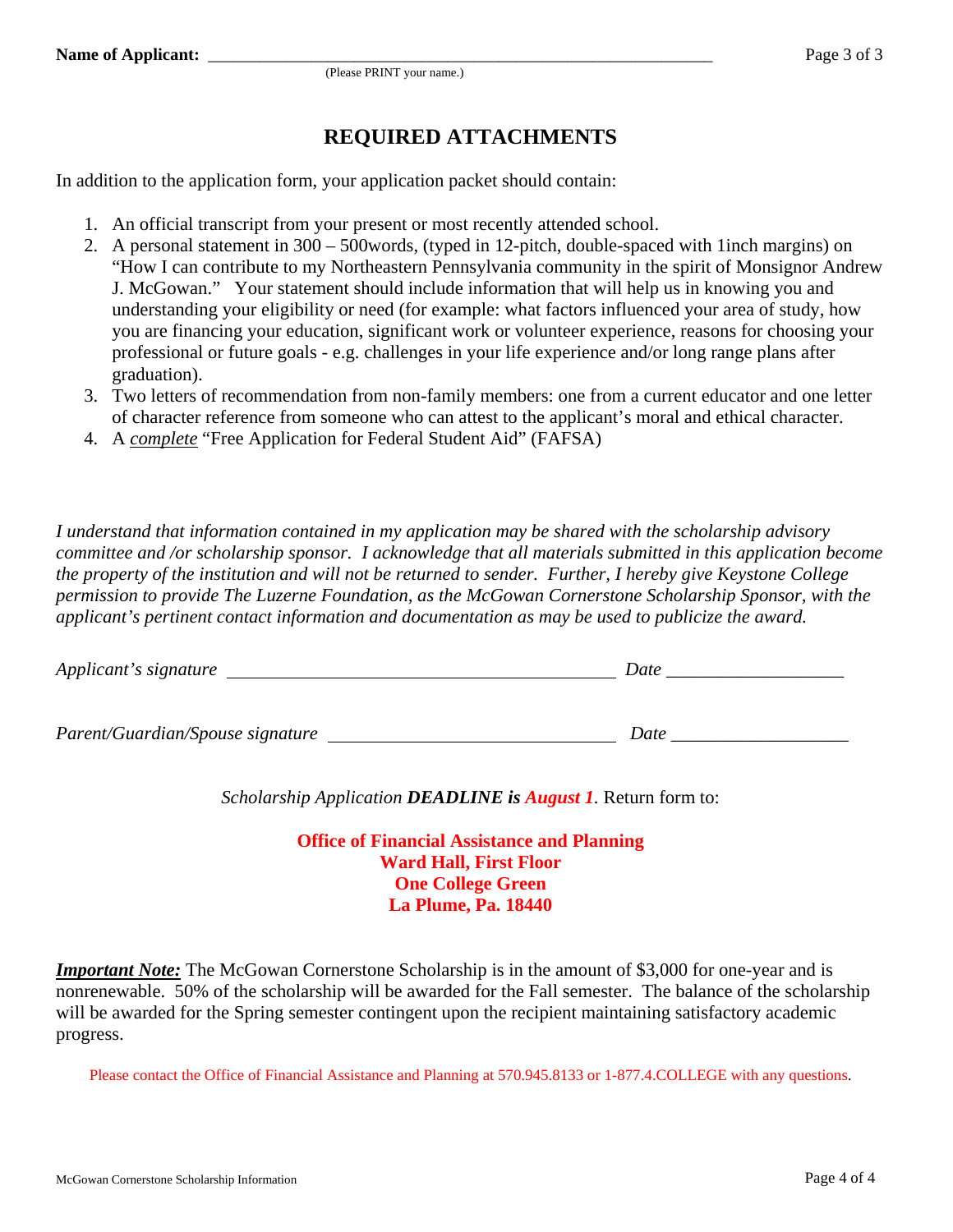**Name of Applicant:** ___________________________________________________________

(Please PRINT your name.)

## REQUIRED ATTACHMENTS

In addition to the application form, your application packet should contain:

1. An official transcript from your present or most recently attended school.
2. A personal statement in 300 – 500words, (typed in 12-pitch, double-spaced with 1inch margins) on "How I can contribute to my Northeastern Pennsylvania community in the spirit of Monsignor Andrew J. McGowan." Your statement should include information that will help us in knowing you and understanding your eligibility or need (for example: what factors influenced your area of study, how you are financing your education, significant work or volunteer experience, reasons for choosing your professional or future goals - e.g. challenges in your life experience and/or long range plans after graduation).
3. Two letters of recommendation from non-family members: one from a current educator and one letter of character reference from someone who can attest to the applicant's moral and ethical character.
4. A ***complete*** "Free Application for Federal Student Aid" (FAFSA)

*I understand that information contained in my application may be shared with the scholarship advisory committee and /or scholarship sponsor. I acknowledge that all materials submitted in this application become the property of the institution and will not be returned to sender. Further, I hereby give Keystone College permission to provide The Luzerne Foundation, as the McGowan Cornerstone Scholarship Sponsor, with the applicant's pertinent contact information and documentation as may be used to publicize the award.*

*Applicant's signature* ________________________________________ *Date* __________________

*Parent/Guardian/Spouse signature* ______________________________ *Date* __________________

*Scholarship Application **DEADLINE is August 1***. Return form to:

**Office of Financial Assistance and Planning**
**Ward Hall, First Floor**
**One College Green**
**La Plume, Pa. 18440**

***Important Note:*** The McGowan Cornerstone Scholarship is in the amount of $3,000 for one-year and is nonrenewable. 50% of the scholarship will be awarded for the Fall semester. The balance of the scholarship will be awarded for the Spring semester contingent upon the recipient maintaining satisfactory academic progress.

Please contact the Office of Financial Assistance and Planning at 570.945.8133 or 1-877.4.COLLEGE with any questions.

McGowan Cornerstone Scholarship Information